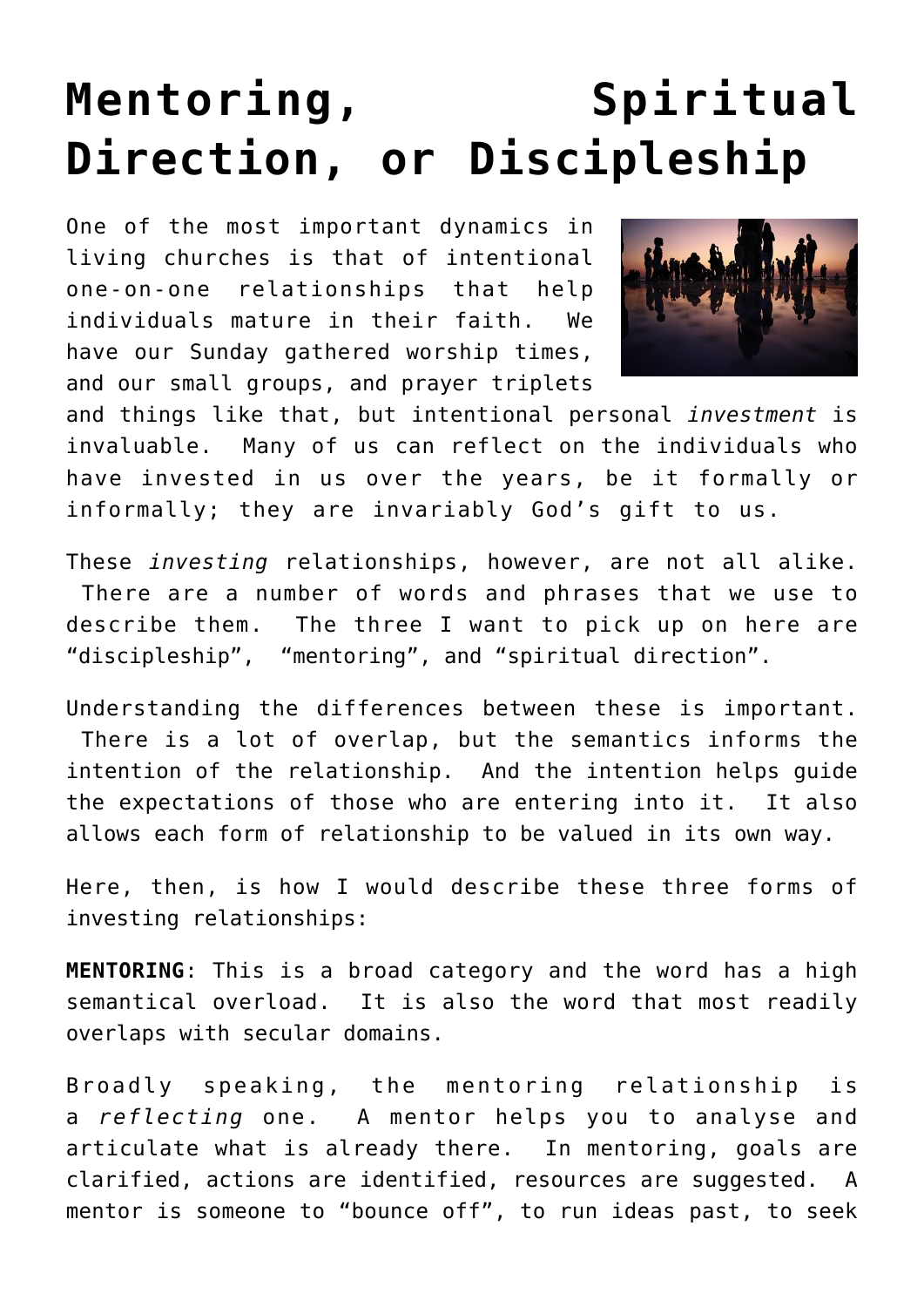# Mentoring, Spiritual Direction, or Discipleship

One of the most important dynamics in living churches is that of intentional one-on-one relationships that help individuals mature in their faith. We have our Sunday gathered worship times, and our small groups, and prayer triplets and things like that, but intentional personal *investment* is invaluable. Many of us can reflect on the individuals who have invested in us over the years, be it formally or informally; they are invariably God's gift to us.

These *investing* relationships, however, are not all alike. There are a number of words and phrases that we use to describe them. The three I want to pick up on here are "discipleship", "mentoring", and "spiritual direction".

Understanding the differences between these is important. There is a lot of overlap, but the semantics informs the intention of the relationship. And the intention helps guide the expectations of those who are entering into it. It also allows each form of relationship to be valued in its own way.

Here, then, is how I would describe these three forms of investing relationships:

**MENTORING**: This is a broad category and the word has a high semantical overload. It is also the word that most readily overlaps with secular domains.

Broadly speaking, the mentoring relationship is a *reflecting* one. A mentor helps you to analyse and articulate what is already there. In mentoring, goals are clarified, actions are identified, resources are suggested. A mentor is someone to "bounce off", to run ideas past, to seek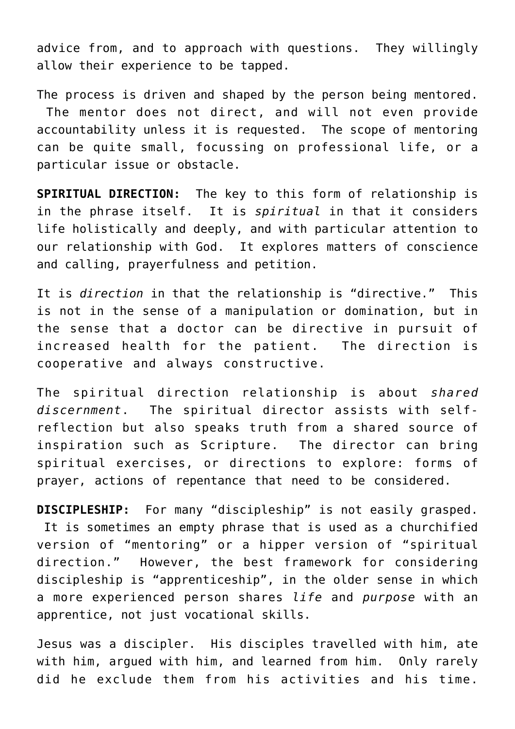advice from, and to approach with questions. They willingly allow their experience to be tapped.

The process is driven and shaped by the person being mentored. The mentor does not direct, and will not even provide accountability unless it is requested. The scope of mentoring can be quite small, focussing on professional life, or a particular issue or obstacle.

**SPIRITUAL DIRECTION:** The key to this form of relationship is in the phrase itself. It is *spiritual* in that it considers life holistically and deeply, and with particular attention to our relationship with God. It explores matters of conscience and calling, prayerfulness and petition.

It is *direction* in that the relationship is "directive." This is not in the sense of a manipulation or domination, but in the sense that a doctor can be directive in pursuit of increased health for the patient. The direction is cooperative and always constructive.

The spiritual direction relationship is about *shared discernment*. The spiritual director assists with self-reflection but also speaks truth from a shared source of inspiration such as Scripture. The director can bring spiritual exercises, or directions to explore: forms of prayer, actions of repentance that need to be considered.

**DISCIPLESHIP:** For many "discipleship" is not easily grasped. It is sometimes an empty phrase that is used as a churchified version of "mentoring" or a hipper version of "spiritual direction." However, the best framework for considering discipleship is "apprenticeship", in the older sense in which a more experienced person shares *life* and *purpose* with an apprentice, not just vocational skills.

Jesus was a discipler. His disciples travelled with him, ate with him, argued with him, and learned from him. Only rarely did he exclude them from his activities and his time.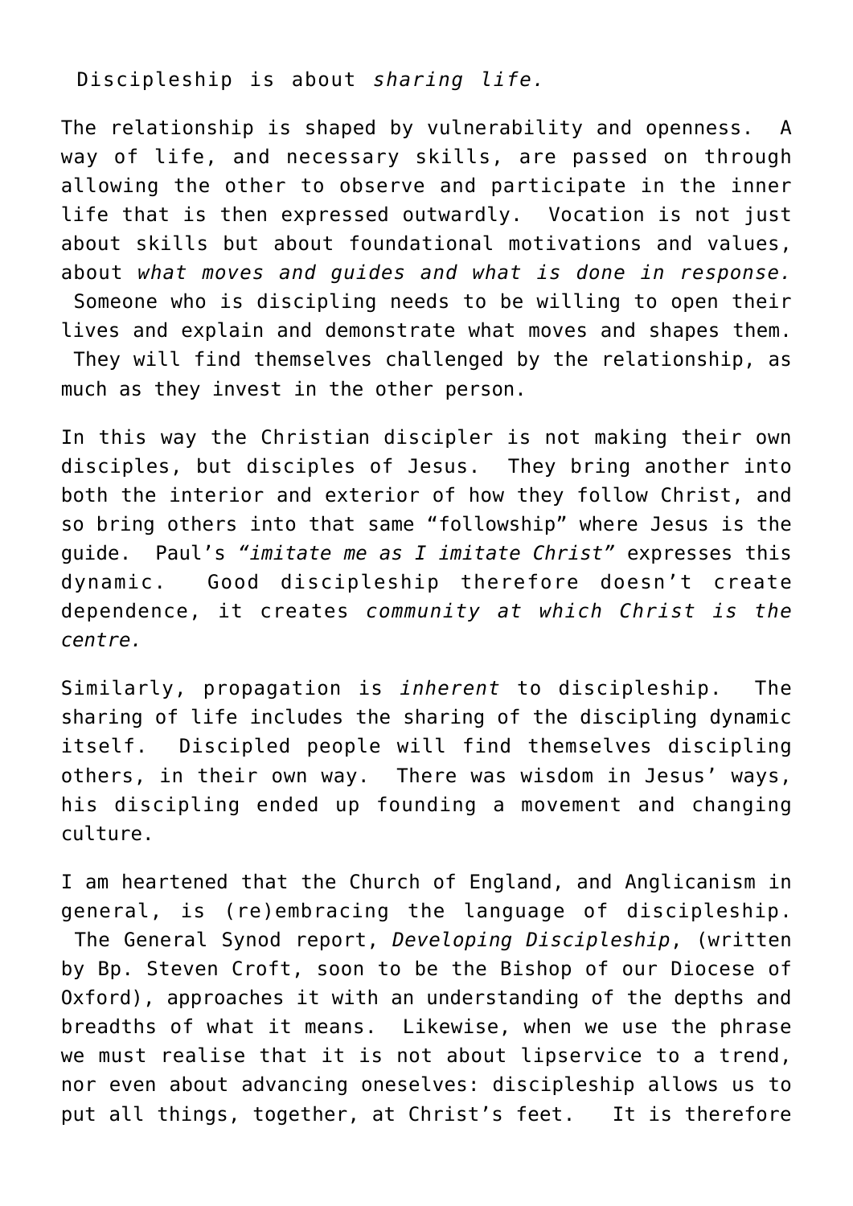Discipleship is about *sharing life.*

The relationship is shaped by vulnerability and openness. A way of life, and necessary skills, are passed on through allowing the other to observe and participate in the inner life that is then expressed outwardly. Vocation is not just about skills but about foundational motivations and values, about *what moves and guides and what is done in response.* Someone who is discipling needs to be willing to open their lives and explain and demonstrate what moves and shapes them. They will find themselves challenged by the relationship, as much as they invest in the other person.

In this way the Christian discipler is not making their own disciples, but disciples of Jesus. They bring another into both the interior and exterior of how they follow Christ, and so bring others into that same "followship" where Jesus is the guide. Paul's *"imitate me as I imitate Christ"* expresses this dynamic. Good discipleship therefore doesn't create dependence, it creates *community at which Christ is the centre.*

Similarly, propagation is *inherent* to discipleship. The sharing of life includes the sharing of the discipling dynamic itself. Discipled people will find themselves discipling others, in their own way. There was wisdom in Jesus' ways, his discipling ended up founding a movement and changing culture.

I am heartened that the Church of England, and Anglicanism in general, is (re)embracing the language of discipleship. The General Synod report, *Developing Discipleship*, (written by Bp. Steven Croft, soon to be the Bishop of our Diocese of Oxford), approaches it with an understanding of the depths and breadths of what it means. Likewise, when we use the phrase we must realise that it is not about lipservice to a trend, nor even about advancing oneselves: discipleship allows us to put all things, together, at Christ's feet. It is therefore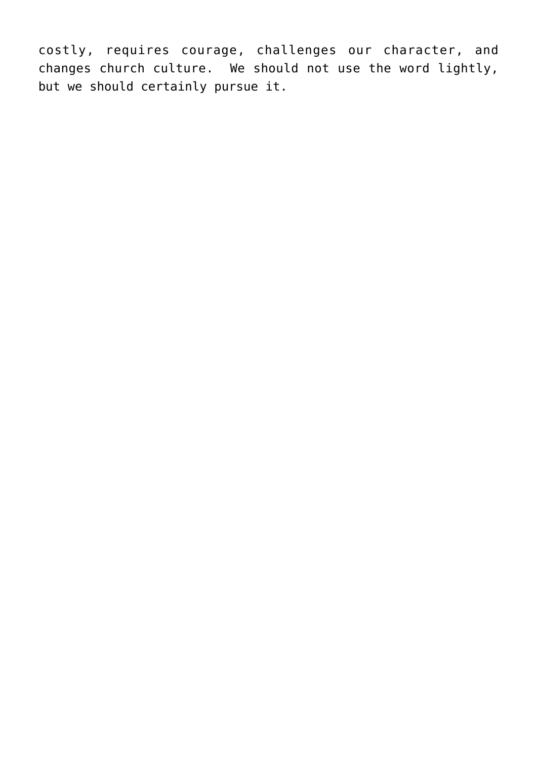costly, requires courage, challenges our character, and changes church culture. We should not use the word lightly, but we should certainly pursue it.